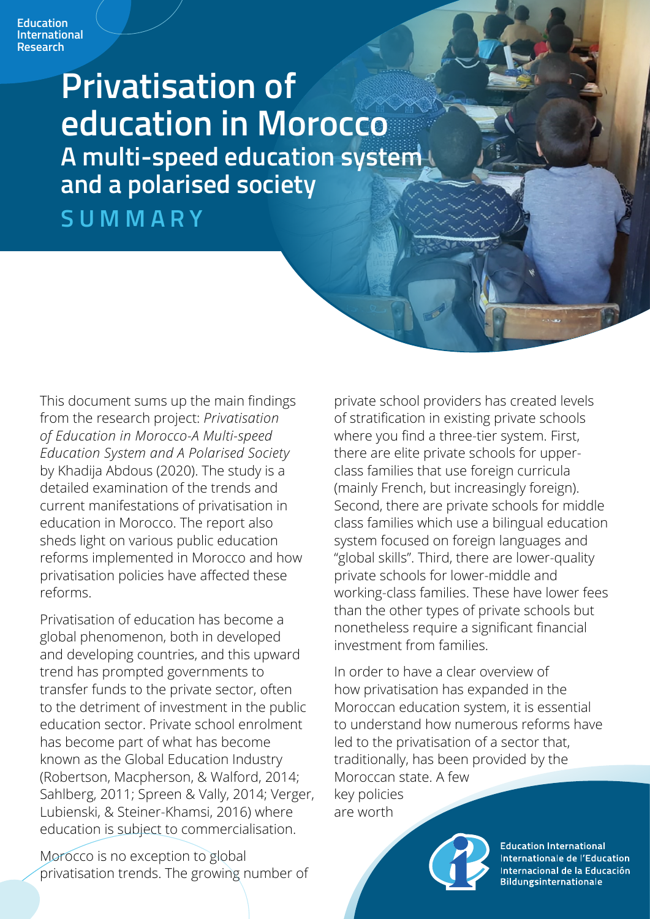Education International Research

# Privatisation of education in Morocco

## A multi-speed education system and a polarised society

## SUMMARY

This document sums up the main findings from the research project: *Privatisation of Education in Morocco-A Multi-speed Education System and A Polarised Society* by Khadija Abdous (2020). The study is a detailed examination of the trends and current manifestations of privatisation in education in Morocco. The report also sheds light on various public education reforms implemented in Morocco and how privatisation policies have affected these reforms.

Privatisation of education has become a global phenomenon, both in developed and developing countries, and this upward trend has prompted governments to transfer funds to the private sector, often to the detriment of investment in the public education sector. Private school enrolment has become part of what has become known as the Global Education Industry (Robertson, Macpherson, & Walford, 2014; Sahlberg, 2011; Spreen & Vally, 2014; Verger, Lubienski, & Steiner-Khamsi, 2016) where education is subject to commercialisation.

Morocco is no exception to global privatisation trends. The growing number of private school providers has created levels of stratification in existing private schools where you find a three-tier system. First, there are elite private schools for upper-class families that use foreign curricula (mainly French, but increasingly foreign). Second, there are private schools for middle class families which use a bilingual education system focused on foreign languages and "global skills". Third, there are lower-quality private schools for lower-middle and working-class families. These have lower fees than the other types of private schools but nonetheless require a significant financial investment from families.

In order to have a clear overview of how privatisation has expanded in the Moroccan education system, it is essential to understand how numerous reforms have led to the privatisation of a sector that, traditionally, has been provided by the Moroccan state. A few key policies are worth

Education International
Internationale de l'Education
Internacional de la Educación
Bildungsinternationale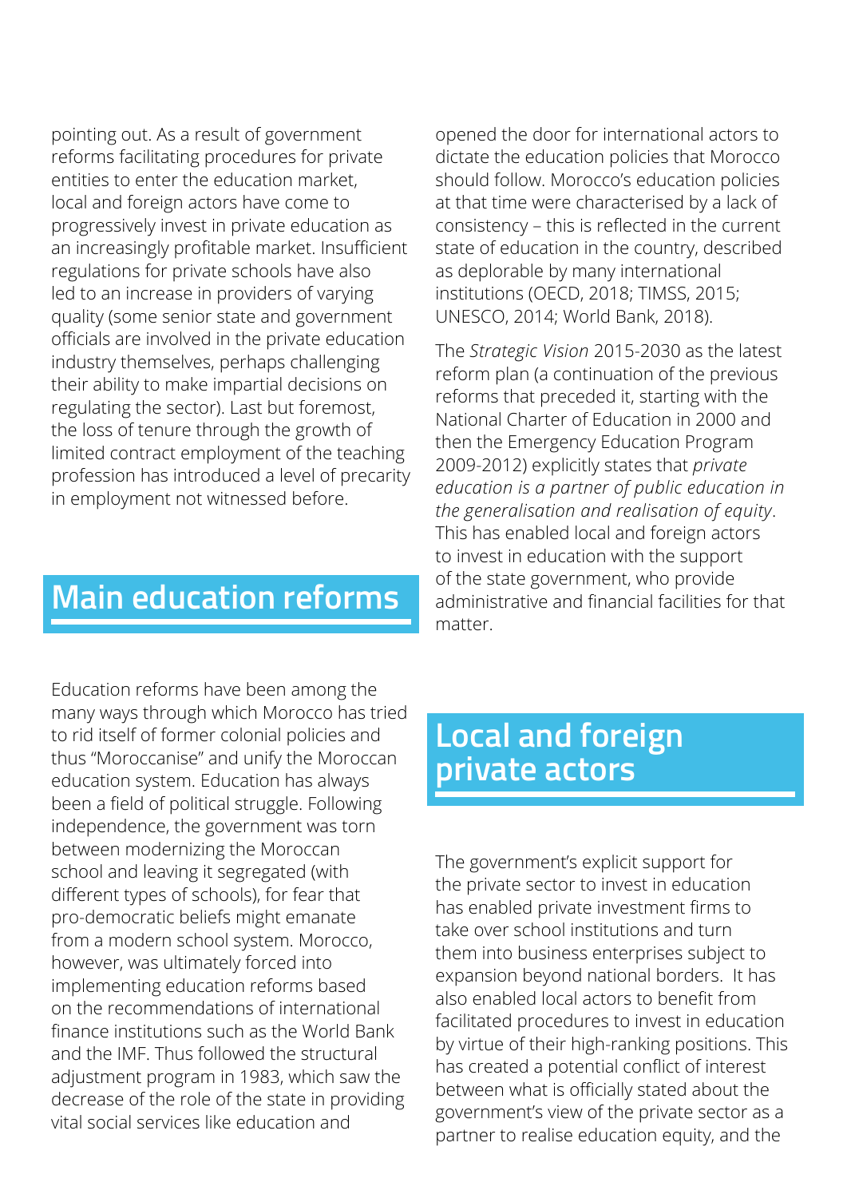pointing out. As a result of government reforms facilitating procedures for private entities to enter the education market, local and foreign actors have come to progressively invest in private education as an increasingly profitable market. Insufficient regulations for private schools have also led to an increase in providers of varying quality (some senior state and government officials are involved in the private education industry themselves, perhaps challenging their ability to make impartial decisions on regulating the sector). Last but foremost, the loss of tenure through the growth of limited contract employment of the teaching profession has introduced a level of precarity in employment not witnessed before.

## Main education reforms

Education reforms have been among the many ways through which Morocco has tried to rid itself of former colonial policies and thus "Moroccanise" and unify the Moroccan education system. Education has always been a field of political struggle. Following independence, the government was torn between modernizing the Moroccan school and leaving it segregated (with different types of schools), for fear that pro-democratic beliefs might emanate from a modern school system. Morocco, however, was ultimately forced into implementing education reforms based on the recommendations of international finance institutions such as the World Bank and the IMF. Thus followed the structural adjustment program in 1983, which saw the decrease of the role of the state in providing vital social services like education and opened the door for international actors to dictate the education policies that Morocco should follow. Morocco's education policies at that time were characterised by a lack of consistency – this is reflected in the current state of education in the country, described as deplorable by many international institutions (OECD, 2018; TIMSS, 2015; UNESCO, 2014; World Bank, 2018).

The *Strategic Vision* 2015-2030 as the latest reform plan (a continuation of the previous reforms that preceded it, starting with the National Charter of Education in 2000 and then the Emergency Education Program 2009-2012) explicitly states that *private education is a partner of public education in the generalisation and realisation of equity*. This has enabled local and foreign actors to invest in education with the support of the state government, who provide administrative and financial facilities for that matter.

## Local and foreign private actors

The government's explicit support for the private sector to invest in education has enabled private investment firms to take over school institutions and turn them into business enterprises subject to expansion beyond national borders. It has also enabled local actors to benefit from facilitated procedures to invest in education by virtue of their high-ranking positions. This has created a potential conflict of interest between what is officially stated about the government's view of the private sector as a partner to realise education equity, and the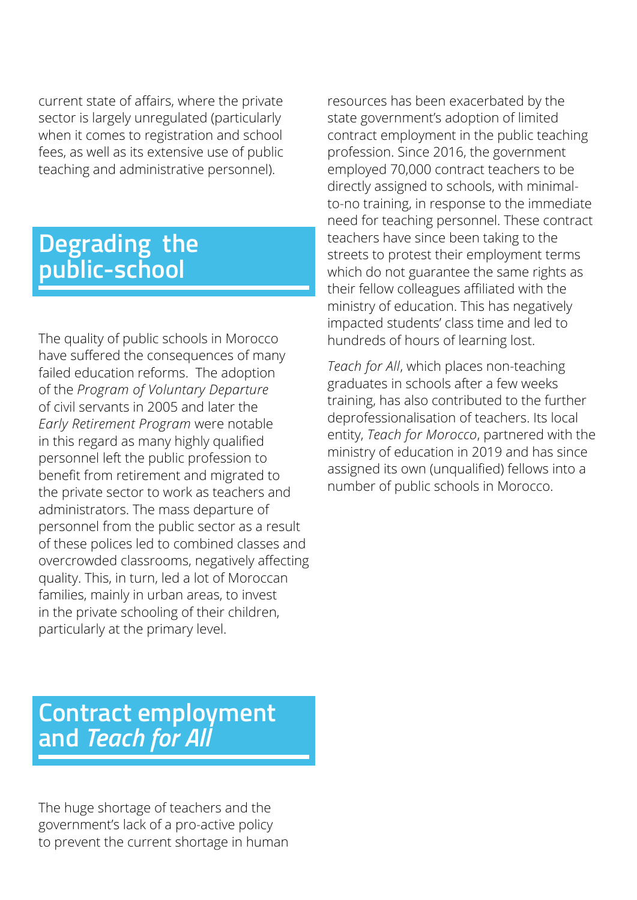current state of affairs, where the private sector is largely unregulated (particularly when it comes to registration and school fees, as well as its extensive use of public teaching and administrative personnel).

## Degrading the public-school

The quality of public schools in Morocco have suffered the consequences of many failed education reforms. The adoption of the *Program of Voluntary Departure* of civil servants in 2005 and later the *Early Retirement Program* were notable in this regard as many highly qualified personnel left the public profession to benefit from retirement and migrated to the private sector to work as teachers and administrators. The mass departure of personnel from the public sector as a result of these polices led to combined classes and overcrowded classrooms, negatively affecting quality. This, in turn, led a lot of Moroccan families, mainly in urban areas, to invest in the private schooling of their children, particularly at the primary level.

## Contract employment and *Teach for All*

The huge shortage of teachers and the government's lack of a pro-active policy to prevent the current shortage in human resources has been exacerbated by the state government's adoption of limited contract employment in the public teaching profession. Since 2016, the government employed 70,000 contract teachers to be directly assigned to schools, with minimal-to-no training, in response to the immediate need for teaching personnel. These contract teachers have since been taking to the streets to protest their employment terms which do not guarantee the same rights as their fellow colleagues affiliated with the ministry of education. This has negatively impacted students' class time and led to hundreds of hours of learning lost.

*Teach for All*, which places non-teaching graduates in schools after a few weeks training, has also contributed to the further deprofessionalisation of teachers. Its local entity, *Teach for Morocco*, partnered with the ministry of education in 2019 and has since assigned its own (unqualified) fellows into a number of public schools in Morocco.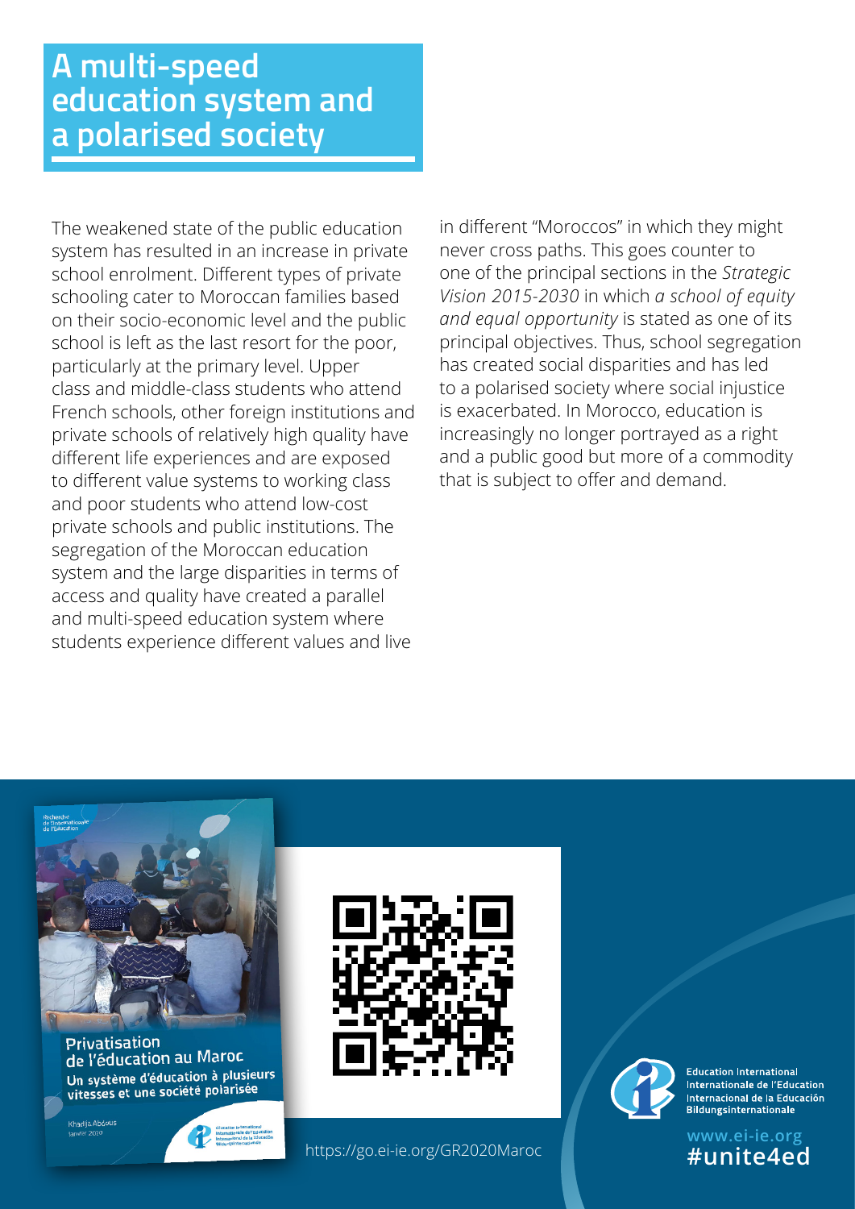# A multi-speed education system and a polarised society

The weakened state of the public education system has resulted in an increase in private school enrolment. Different types of private schooling cater to Moroccan families based on their socio-economic level and the public school is left as the last resort for the poor, particularly at the primary level. Upper class and middle-class students who attend French schools, other foreign institutions and private schools of relatively high quality have different life experiences and are exposed to different value systems to working class and poor students who attend low-cost private schools and public institutions. The segregation of the Moroccan education system and the large disparities in terms of access and quality have created a parallel and multi-speed education system where students experience different values and live in different "Moroccos" in which they might never cross paths. This goes counter to one of the principal sections in the *Strategic Vision 2015-2030* in which *a school of equity and equal opportunity* is stated as one of its principal objectives. Thus, school segregation has created social disparities and has led to a polarised society where social injustice is exacerbated. In Morocco, education is increasingly no longer portrayed as a right and a public good but more of a commodity that is subject to offer and demand.

Recherche de l'Internationale de l'Education

**Privatisation de l'éducation au Maroc**

**Un système d'éducation à plusieurs vitesses et une société polarisée**

Khadija Abdous
Janvier 2020

https://go.ei-ie.org/GR2020Maroc

Education International
Internationale de l'Education
Internacional de la Educación
Bildungsinternationale

www.ei-ie.org
#unite4ed